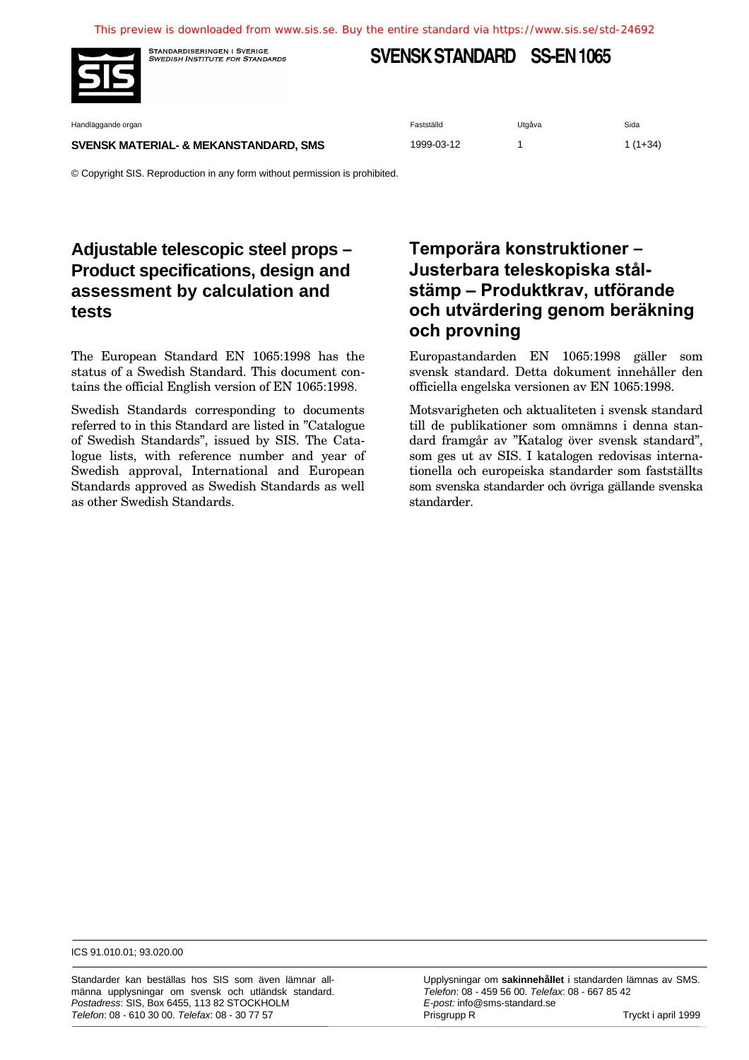This preview is downloaded from www.sis.se. Buy the entire standard via https://www.sis.se/std-24692

STANDARDISERINGEN I SVERIGE
SWEDISH INSTITUTE FOR STANDARDS

# SVENSK STANDARD SS-EN 1065

| Handläggande organ | Fastställd | Utgåva | Sida |
|---|---|---|---|
| **SVENSK MATERIAL- & MEKANSTANDARD, SMS** | 1999-03-12 | 1 | 1 (1+34) |

© Copyright SIS. Reproduction in any form without permission is prohibited.

## Adjustable telescopic steel props – Product specifications, design and assessment by calculation and tests

The European Standard EN 1065:1998 has the status of a Swedish Standard. This document contains the official English version of EN 1065:1998.

Swedish Standards corresponding to documents referred to in this Standard are listed in "Catalogue of Swedish Standards", issued by SIS. The Catalogue lists, with reference number and year of Swedish approval, International and European Standards approved as Swedish Standards as well as other Swedish Standards.

## Temporära konstruktioner – Justerbara teleskopiska stålstämp – Produktkrav, utförande och utvärdering genom beräkning och provning

Europastandarden EN 1065:1998 gäller som svensk standard. Detta dokument innehåller den officiella engelska versionen av EN 1065:1998.

Motsvarigheten och aktualiteten i svensk standard till de publikationer som omnämns i denna standard framgår av "Katalog över svensk standard", som ges ut av SIS. I katalogen redovisas internationella och europeiska standarder som fastställts som svenska standarder och övriga gällande svenska standarder.

ICS 91.010.01; 93.020.00

Standarder kan beställas hos SIS som även lämnar allmänna upplysningar om svensk och utländsk standard. *Postadress*: SIS, Box 6455, 113 82 STOCKHOLM
*Telefon*: 08 - 610 30 00. *Telefax*: 08 - 30 77 57

Upplysningar om **sakinnehållet** i standarden lämnas av SMS.
*Telefon*: 08 - 459 56 00. *Telefax*: 08 - 667 85 42
*E-post:* info@sms-standard.se
Prisgrupp R

Tryckt i april 1999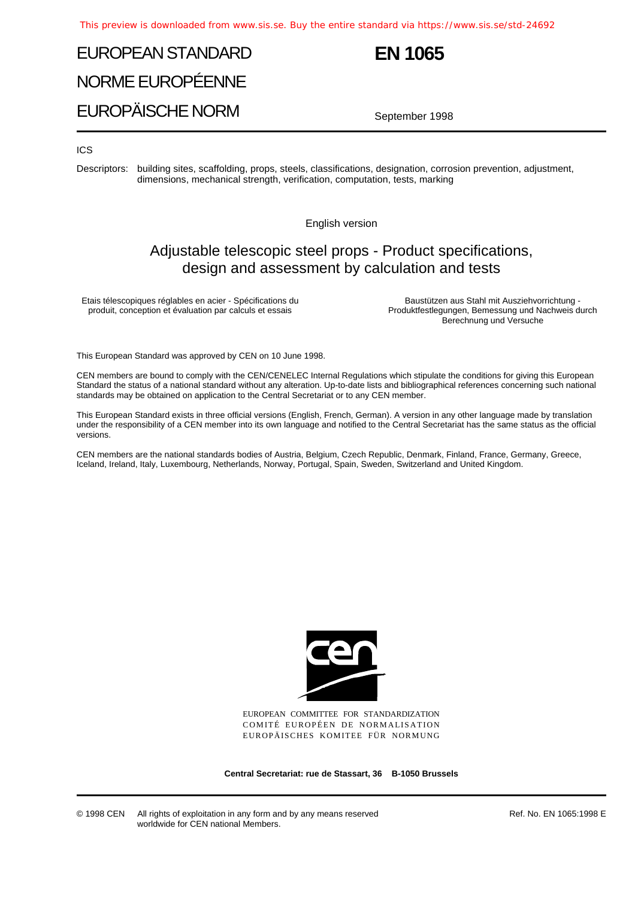# EUROPEAN STANDARD
# NORME EUROPÉENNE
# EUROPÄISCHE NORM

**EN 1065**

September 1998

ICS

Descriptors: building sites, scaffolding, props, steels, classifications, designation, corrosion prevention, adjustment, dimensions, mechanical strength, verification, computation, tests, marking

English version

## Adjustable telescopic steel props - Product specifications, design and assessment by calculation and tests

Etais télescopiques réglables en acier - Spécifications du produit, conception et évaluation par calculs et essais

Baustützen aus Stahl mit Ausziehvorrichtung - Produktfestlegungen, Bemessung und Nachweis durch Berechnung und Versuche

This European Standard was approved by CEN on 10 June 1998.

CEN members are bound to comply with the CEN/CENELEC Internal Regulations which stipulate the conditions for giving this European Standard the status of a national standard without any alteration. Up-to-date lists and bibliographical references concerning such national standards may be obtained on application to the Central Secretariat or to any CEN member.

This European Standard exists in three official versions (English, French, German). A version in any other language made by translation under the responsibility of a CEN member into its own language and notified to the Central Secretariat has the same status as the official versions.

CEN members are the national standards bodies of Austria, Belgium, Czech Republic, Denmark, Finland, France, Germany, Greece, Iceland, Ireland, Italy, Luxembourg, Netherlands, Norway, Portugal, Spain, Sweden, Switzerland and United Kingdom.

EUROPEAN COMMITTEE FOR STANDARDIZATION
COMITÉ EUROPÉEN DE NORMALISATION
EUROPÄISCHES KOMITEE FÜR NORMUNG

**Central Secretariat: rue de Stassart, 36 B-1050 Brussels**

© 1998 CEN All rights of exploitation in any form and by any means reserved worldwide for CEN national Members.

Ref. No. EN 1065:1998 E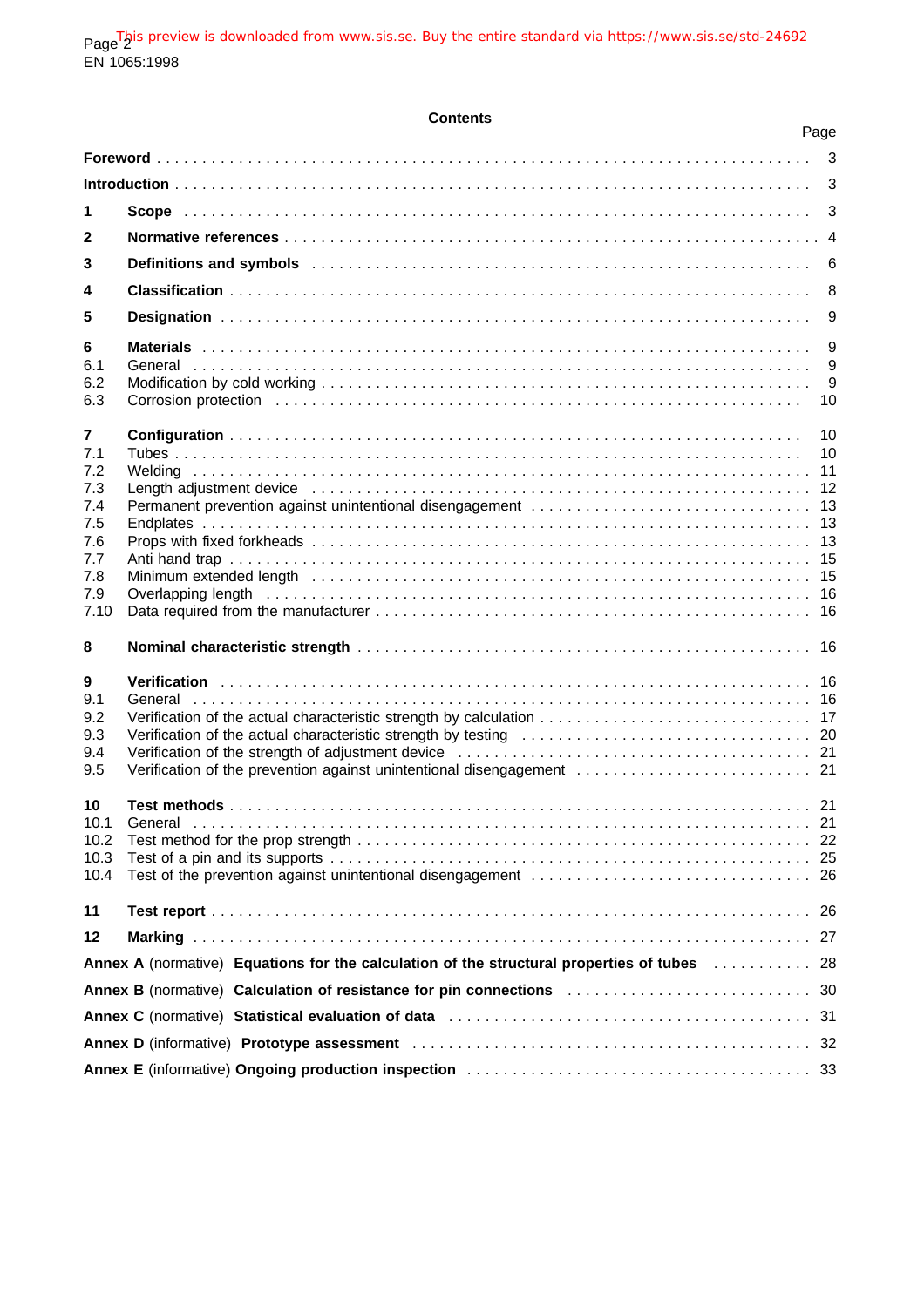## Contents

| | | Page |
|---|---|---|
| **Foreword** | | 3 |
| **Introduction** | | 3 |
| **1** | **Scope** | 3 |
| **2** | **Normative references** | 4 |
| **3** | **Definitions and symbols** | 6 |
| **4** | **Classification** | 8 |
| **5** | **Designation** | 9 |
| **6** | **Materials** | 9 |
| 6.1 | General | 9 |
| 6.2 | Modification by cold working | 9 |
| 6.3 | Corrosion protection | 10 |
| **7** | **Configuration** | 10 |
| 7.1 | Tubes | 10 |
| 7.2 | Welding | 11 |
| 7.3 | Length adjustment device | 12 |
| 7.4 | Permanent prevention against unintentional disengagement | 13 |
| 7.5 | Endplates | 13 |
| 7.6 | Props with fixed forkheads | 13 |
| 7.7 | Anti hand trap | 15 |
| 7.8 | Minimum extended length | 15 |
| 7.9 | Overlapping length | 16 |
| 7.10 | Data required from the manufacturer | 16 |
| **8** | **Nominal characteristic strength** | 16 |
| **9** | **Verification** | 16 |
| 9.1 | General | 16 |
| 9.2 | Verification of the actual characteristic strength by calculation | 17 |
| 9.3 | Verification of the actual characteristic strength by testing | 20 |
| 9.4 | Verification of the strength of adjustment device | 21 |
| 9.5 | Verification of the prevention against unintentional disengagement | 21 |
| **10** | **Test methods** | 21 |
| 10.1 | General | 21 |
| 10.2 | Test method for the prop strength | 22 |
| 10.3 | Test of a pin and its supports | 25 |
| 10.4 | Test of the prevention against unintentional disengagement | 26 |
| **11** | **Test report** | 26 |
| **12** | **Marking** | 27 |
| **Annex A** (normative) | **Equations for the calculation of the structural properties of tubes** | 28 |
| **Annex B** (normative) | **Calculation of resistance for pin connections** | 30 |
| **Annex C** (normative) | **Statistical evaluation of data** | 31 |
| **Annex D** (informative) | **Prototype assessment** | 32 |
| **Annex E** (informative) | **Ongoing production inspection** | 33 |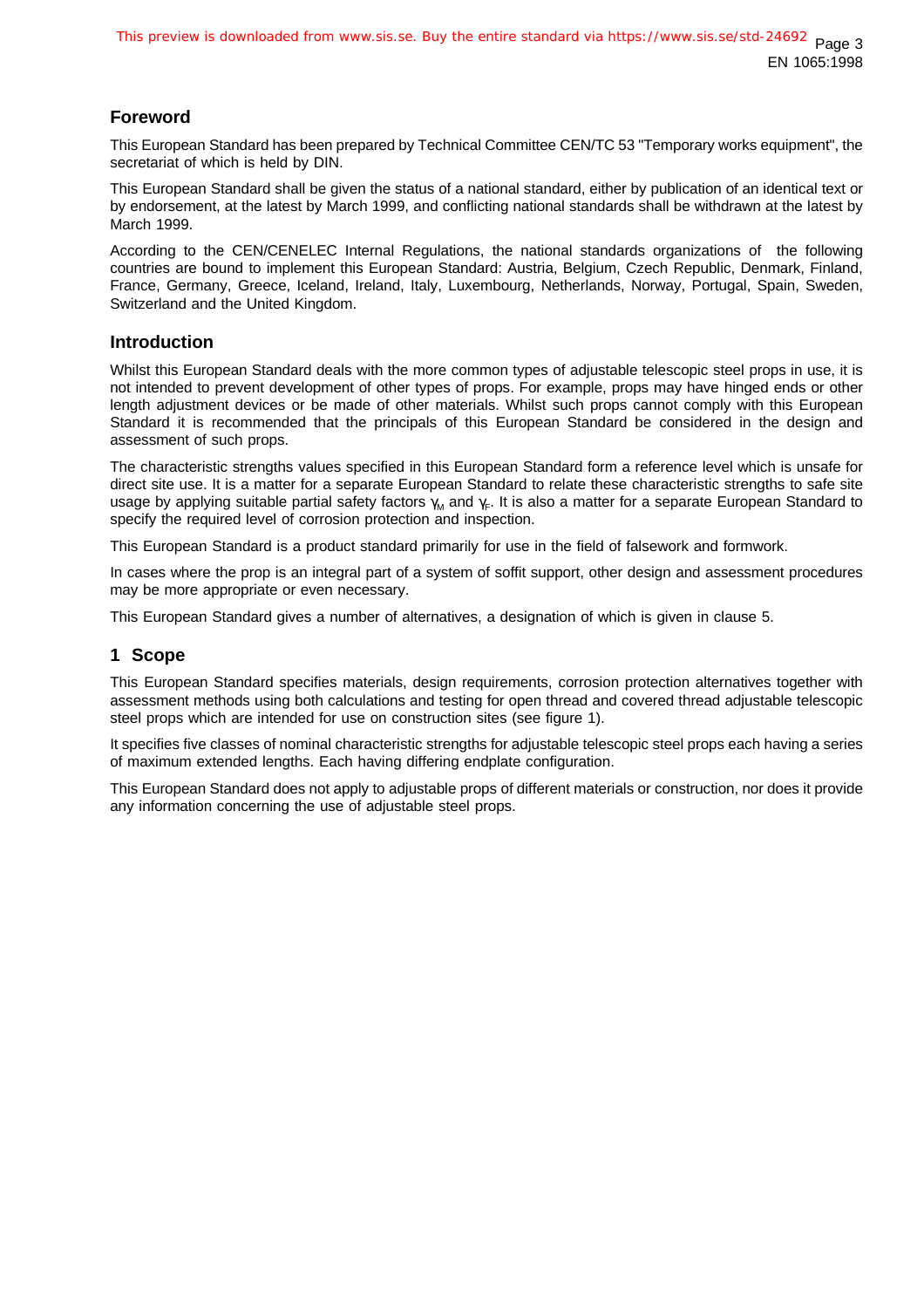## Foreword

This European Standard has been prepared by Technical Committee CEN/TC 53 "Temporary works equipment", the secretariat of which is held by DIN.

This European Standard shall be given the status of a national standard, either by publication of an identical text or by endorsement, at the latest by March 1999, and conflicting national standards shall be withdrawn at the latest by March 1999.

According to the CEN/CENELEC Internal Regulations, the national standards organizations of the following countries are bound to implement this European Standard: Austria, Belgium, Czech Republic, Denmark, Finland, France, Germany, Greece, Iceland, Ireland, Italy, Luxembourg, Netherlands, Norway, Portugal, Spain, Sweden, Switzerland and the United Kingdom.

## Introduction

Whilst this European Standard deals with the more common types of adjustable telescopic steel props in use, it is not intended to prevent development of other types of props. For example, props may have hinged ends or other length adjustment devices or be made of other materials. Whilst such props cannot comply with this European Standard it is recommended that the principals of this European Standard be considered in the design and assessment of such props.

The characteristic strengths values specified in this European Standard form a reference level which is unsafe for direct site use. It is a matter for a separate European Standard to relate these characteristic strengths to safe site usage by applying suitable partial safety factors $\gamma_M$ and $\gamma_F$. It is also a matter for a separate European Standard to specify the required level of corrosion protection and inspection.

This European Standard is a product standard primarily for use in the field of falsework and formwork.

In cases where the prop is an integral part of a system of soffit support, other design and assessment procedures may be more appropriate or even necessary.

This European Standard gives a number of alternatives, a designation of which is given in clause 5.

## 1 Scope

This European Standard specifies materials, design requirements, corrosion protection alternatives together with assessment methods using both calculations and testing for open thread and covered thread adjustable telescopic steel props which are intended for use on construction sites (see figure 1).

It specifies five classes of nominal characteristic strengths for adjustable telescopic steel props each having a series of maximum extended lengths. Each having differing endplate configuration.

This European Standard does not apply to adjustable props of different materials or construction, nor does it provide any information concerning the use of adjustable steel props.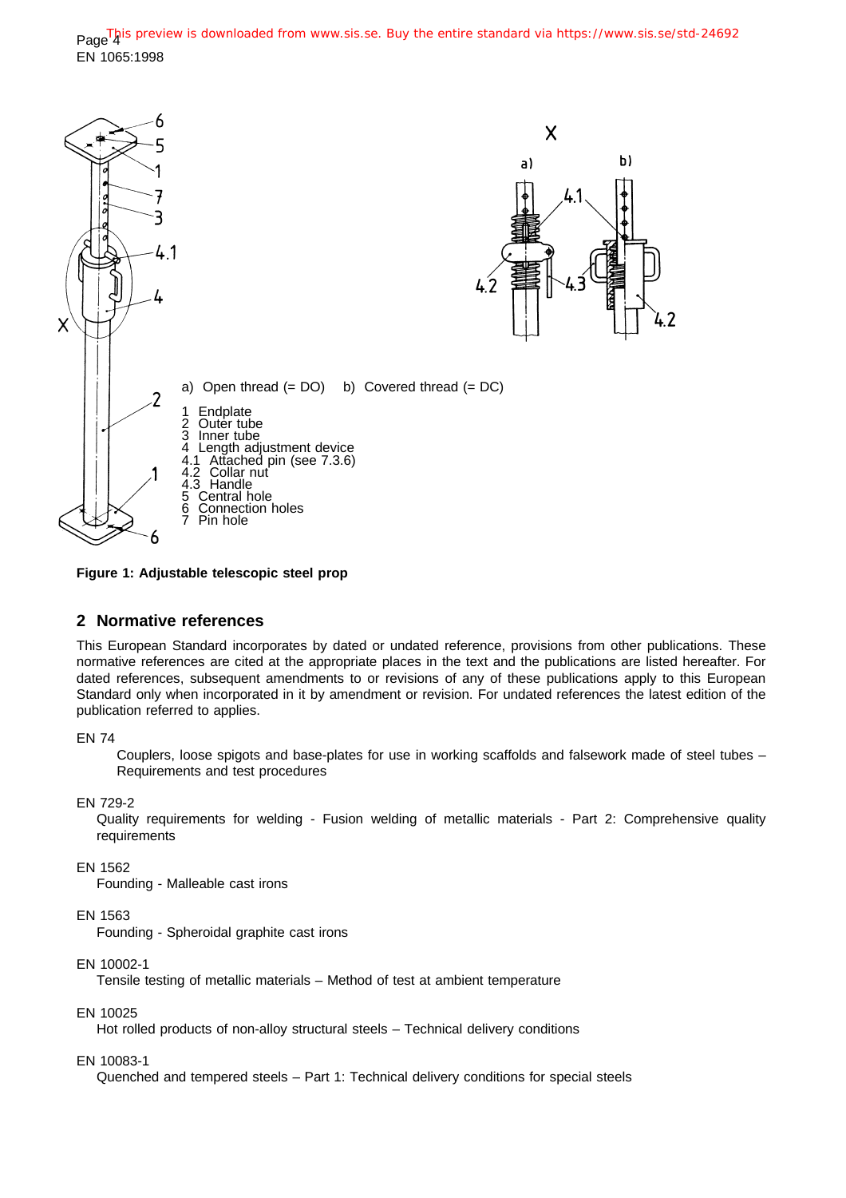a) Open thread (= DO) b) Covered thread (= DC)

1 Endplate
2 Outer tube
3 Inner tube
4 Length adjustment device
4.1 Attached pin (see 7.3.6)
4.2 Collar nut
4.3 Handle
5 Central hole
6 Connection holes
7 Pin hole

**Figure 1: Adjustable telescopic steel prop**

## 2 Normative references

This European Standard incorporates by dated or undated reference, provisions from other publications. These normative references are cited at the appropriate places in the text and the publications are listed hereafter. For dated references, subsequent amendments to or revisions of any of these publications apply to this European Standard only when incorporated in it by amendment or revision. For undated references the latest edition of the publication referred to applies.

EN 74
Couplers, loose spigots and base-plates for use in working scaffolds and falsework made of steel tubes – Requirements and test procedures

EN 729-2
Quality requirements for welding - Fusion welding of metallic materials - Part 2: Comprehensive quality requirements

EN 1562
Founding - Malleable cast irons

EN 1563
Founding - Spheroidal graphite cast irons

EN 10002-1
Tensile testing of metallic materials – Method of test at ambient temperature

EN 10025
Hot rolled products of non-alloy structural steels – Technical delivery conditions

EN 10083-1
Quenched and tempered steels – Part 1: Technical delivery conditions for special steels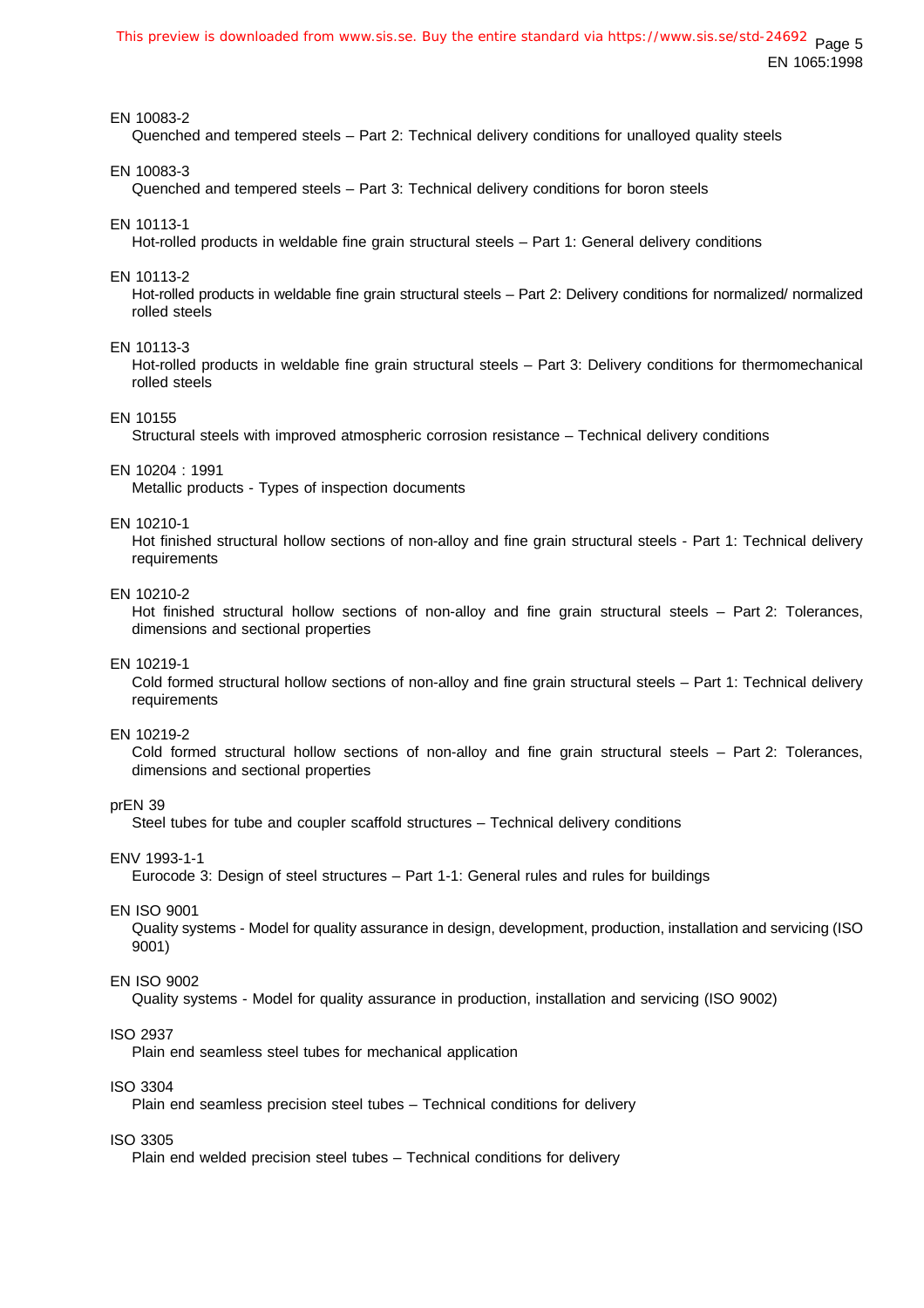EN 10083-2
Quenched and tempered steels – Part 2: Technical delivery conditions for unalloyed quality steels

EN 10083-3
Quenched and tempered steels – Part 3: Technical delivery conditions for boron steels

EN 10113-1
Hot-rolled products in weldable fine grain structural steels – Part 1: General delivery conditions

EN 10113-2
Hot-rolled products in weldable fine grain structural steels – Part 2: Delivery conditions for normalized/ normalized rolled steels

EN 10113-3
Hot-rolled products in weldable fine grain structural steels – Part 3: Delivery conditions for thermomechanical rolled steels

EN 10155
Structural steels with improved atmospheric corrosion resistance – Technical delivery conditions

EN 10204 : 1991
Metallic products - Types of inspection documents

EN 10210-1
Hot finished structural hollow sections of non-alloy and fine grain structural steels - Part 1: Technical delivery requirements

EN 10210-2
Hot finished structural hollow sections of non-alloy and fine grain structural steels – Part 2: Tolerances, dimensions and sectional properties

EN 10219-1
Cold formed structural hollow sections of non-alloy and fine grain structural steels – Part 1: Technical delivery requirements

EN 10219-2
Cold formed structural hollow sections of non-alloy and fine grain structural steels – Part 2: Tolerances, dimensions and sectional properties

prEN 39
Steel tubes for tube and coupler scaffold structures – Technical delivery conditions

ENV 1993-1-1
Eurocode 3: Design of steel structures – Part 1-1: General rules and rules for buildings

EN ISO 9001
Quality systems - Model for quality assurance in design, development, production, installation and servicing (ISO 9001)

EN ISO 9002
Quality systems - Model for quality assurance in production, installation and servicing (ISO 9002)

ISO 2937
Plain end seamless steel tubes for mechanical application

ISO 3304
Plain end seamless precision steel tubes – Technical conditions for delivery

ISO 3305
Plain end welded precision steel tubes – Technical conditions for delivery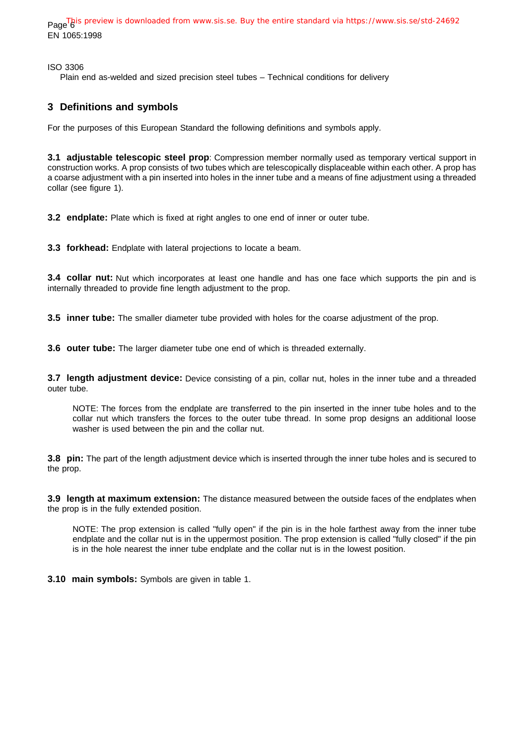ISO 3306
Plain end as-welded and sized precision steel tubes – Technical conditions for delivery

## 3 Definitions and symbols

For the purposes of this European Standard the following definitions and symbols apply.

**3.1 adjustable telescopic steel prop**: Compression member normally used as temporary vertical support in construction works. A prop consists of two tubes which are telescopically displaceable within each other. A prop has a coarse adjustment with a pin inserted into holes in the inner tube and a means of fine adjustment using a threaded collar (see figure 1).

**3.2 endplate:** Plate which is fixed at right angles to one end of inner or outer tube.

**3.3 forkhead:** Endplate with lateral projections to locate a beam.

**3.4 collar nut:** Nut which incorporates at least one handle and has one face which supports the pin and is internally threaded to provide fine length adjustment to the prop.

**3.5 inner tube:** The smaller diameter tube provided with holes for the coarse adjustment of the prop.

**3.6 outer tube:** The larger diameter tube one end of which is threaded externally.

**3.7 length adjustment device:** Device consisting of a pin, collar nut, holes in the inner tube and a threaded outer tube.

NOTE: The forces from the endplate are transferred to the pin inserted in the inner tube holes and to the collar nut which transfers the forces to the outer tube thread. In some prop designs an additional loose washer is used between the pin and the collar nut.

**3.8 pin:** The part of the length adjustment device which is inserted through the inner tube holes and is secured to the prop.

**3.9 length at maximum extension:** The distance measured between the outside faces of the endplates when the prop is in the fully extended position.

NOTE: The prop extension is called "fully open" if the pin is in the hole farthest away from the inner tube endplate and the collar nut is in the uppermost position. The prop extension is called "fully closed" if the pin is in the hole nearest the inner tube endplate and the collar nut is in the lowest position.

**3.10 main symbols:** Symbols are given in table 1.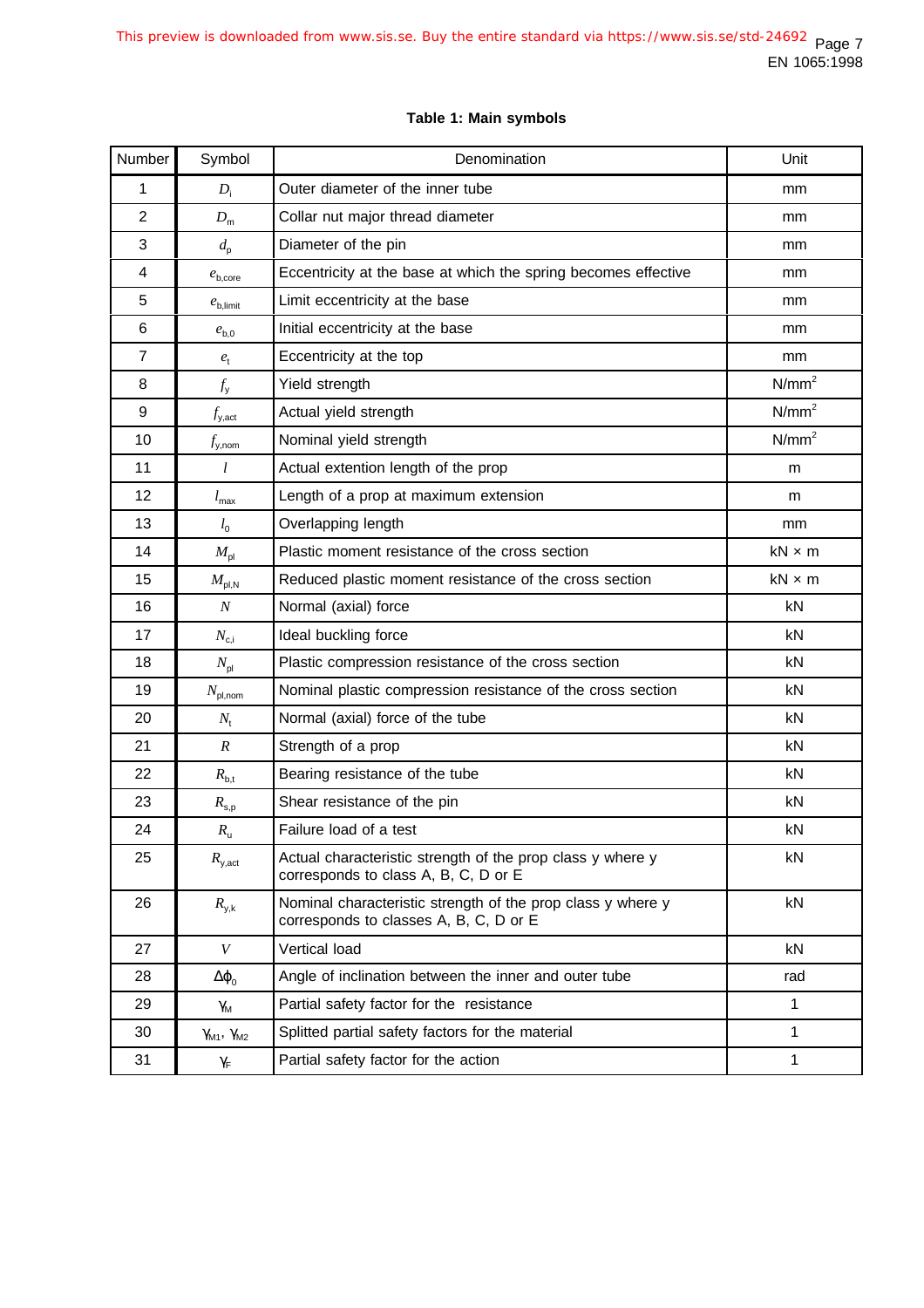**Table 1: Main symbols**

| Number | Symbol | Denomination | Unit |
|---|---|---|---|
| 1 | $D_i$ | Outer diameter of the inner tube | mm |
| 2 | $D_m$ | Collar nut major thread diameter | mm |
| 3 | $d_p$ | Diameter of the pin | mm |
| 4 | $e_{b,core}$ | Eccentricity at the base at which the spring becomes effective | mm |
| 5 | $e_{b,limit}$ | Limit eccentricity at the base | mm |
| 6 | $e_{b,0}$ | Initial eccentricity at the base | mm |
| 7 | $e_t$ | Eccentricity at the top | mm |
| 8 | $f_y$ | Yield strength | N/mm$^2$ |
| 9 | $f_{y,act}$ | Actual yield strength | N/mm$^2$ |
| 10 | $f_{y,nom}$ | Nominal yield strength | N/mm$^2$ |
| 11 | $l$ | Actual extention length of the prop | m |
| 12 | $l_{max}$ | Length of a prop at maximum extension | m |
| 13 | $l_0$ | Overlapping length | mm |
| 14 | $M_{pl}$ | Plastic moment resistance of the cross section | kN × m |
| 15 | $M_{pl,N}$ | Reduced plastic moment resistance of the cross section | kN × m |
| 16 | $N$ | Normal (axial) force | kN |
| 17 | $N_{c,i}$ | Ideal buckling force | kN |
| 18 | $N_{pl}$ | Plastic compression resistance of the cross section | kN |
| 19 | $N_{pl,nom}$ | Nominal plastic compression resistance of the cross section | kN |
| 20 | $N_t$ | Normal (axial) force of the tube | kN |
| 21 | $R$ | Strength of a prop | kN |
| 22 | $R_{b,t}$ | Bearing resistance of the tube | kN |
| 23 | $R_{s,p}$ | Shear resistance of the pin | kN |
| 24 | $R_u$ | Failure load of a test | kN |
| 25 | $R_{y,act}$ | Actual characteristic strength of the prop class y where y corresponds to class A, B, C, D or E | kN |
| 26 | $R_{y,k}$ | Nominal characteristic strength of the prop class y where y corresponds to classes A, B, C, D or E | kN |
| 27 | $V$ | Vertical load | kN |
| 28 | $\Delta\phi_0$ | Angle of inclination between the inner and outer tube | rad |
| 29 | $\gamma_M$ | Partial safety factor for the resistance | 1 |
| 30 | $\gamma_{M1}$, $\gamma_{M2}$ | Splitted partial safety factors for the material | 1 |
| 31 | $\gamma_F$ | Partial safety factor for the action | 1 |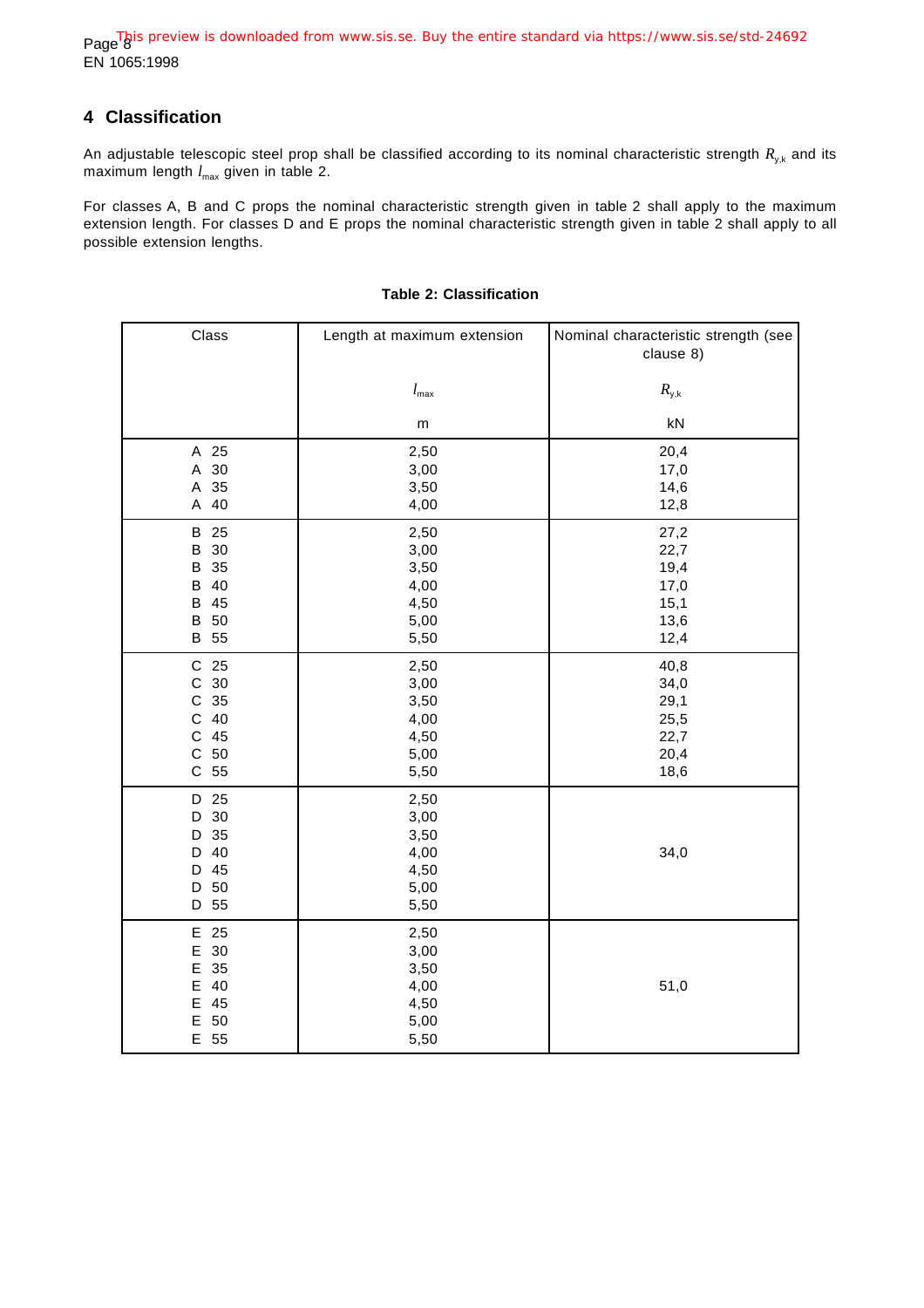## 4 Classification

An adjustable telescopic steel prop shall be classified according to its nominal characteristic strength $R_{y,k}$ and its maximum length $l_{max}$ given in table 2.

For classes A, B and C props the nominal characteristic strength given in table 2 shall apply to the maximum extension length. For classes D and E props the nominal characteristic strength given in table 2 shall apply to all possible extension lengths.

**Table 2: Classification**

| Class | Length at maximum extension<br>$l_{max}$<br>m | Nominal characteristic strength (see clause 8)<br>$R_{y,k}$<br>kN |
|---|---|---|
| A 25 | 2,50 | 20,4 |
| A 30 | 3,00 | 17,0 |
| A 35 | 3,50 | 14,6 |
| A 40 | 4,00 | 12,8 |
| B 25 | 2,50 | 27,2 |
| B 30 | 3,00 | 22,7 |
| B 35 | 3,50 | 19,4 |
| B 40 | 4,00 | 17,0 |
| B 45 | 4,50 | 15,1 |
| B 50 | 5,00 | 13,6 |
| B 55 | 5,50 | 12,4 |
| C 25 | 2,50 | 40,8 |
| C 30 | 3,00 | 34,0 |
| C 35 | 3,50 | 29,1 |
| C 40 | 4,00 | 25,5 |
| C 45 | 4,50 | 22,7 |
| C 50 | 5,00 | 20,4 |
| C 55 | 5,50 | 18,6 |
| D 25 | 2,50 | 34,0 |
| D 30 | 3,00 | |
| D 35 | 3,50 | |
| D 40 | 4,00 | |
| D 45 | 4,50 | |
| D 50 | 5,00 | |
| D 55 | 5,50 | |
| E 25 | 2,50 | 51,0 |
| E 30 | 3,00 | |
| E 35 | 3,50 | |
| E 40 | 4,00 | |
| E 45 | 4,50 | |
| E 50 | 5,00 | |
| E 55 | 5,50 | |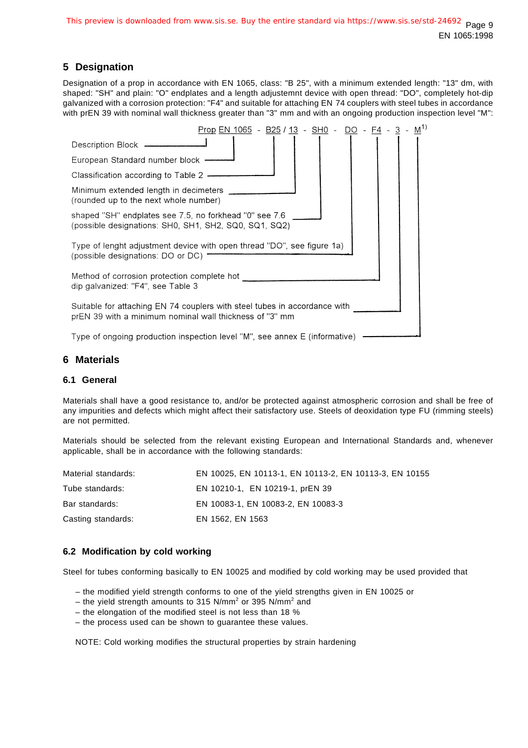## 5 Designation

Designation of a prop in accordance with EN 1065, class: "B 25", with a minimum extended length: "13" dm, with shaped: "SH" and plain: "O" endplates and a length adjustemnt device with open thread: "DO", completely hot-dip galvanized with a corrosion protection: "F4" and suitable for attaching EN 74 couplers with steel tubes in accordance with prEN 39 with nominal wall thickness greater than "3" mm and with an ongoing production inspection level "M":

Prop EN 1065 - B25 / 13 - SH0 - DO - F4 - 3 - M[1)]

Description Block

European Standard number block

Classification according to Table 2

Minimum extended length in decimeters
(rounded up to the next whole number)

shaped "SH" endplates see 7.5, no forkhead "0" see 7.6
(possible designations: SH0, SH1, SH2, SQ0, SQ1, SQ2)

Type of lenght adjustment device with open thread "DO", see figure 1a)
(possible designations: DO or DC)

Method of corrosion protection complete hot
dip galvanized: "F4", see Table 3

Suitable for attaching EN 74 couplers with steel tubes in accordance with
prEN 39 with a minimum nominal wall thickness of "3" mm

Type of ongoing production inspection level "M", see annex E (informative)

## 6 Materials

### 6.1 General

Materials shall have a good resistance to, and/or be protected against atmospheric corrosion and shall be free of any impurities and defects which might affect their satisfactory use. Steels of deoxidation type FU (rimming steels) are not permitted.

Materials should be selected from the relevant existing European and International Standards and, whenever applicable, shall be in accordance with the following standards:

| | |
|---|---|
| Material standards: | EN 10025, EN 10113-1, EN 10113-2, EN 10113-3, EN 10155 |
| Tube standards: | EN 10210-1, EN 10219-1, prEN 39 |
| Bar standards: | EN 10083-1, EN 10083-2, EN 10083-3 |
| Casting standards: | EN 1562, EN 1563 |

### 6.2 Modification by cold working

Steel for tubes conforming basically to EN 10025 and modified by cold working may be used provided that

- the modified yield strength conforms to one of the yield strengths given in EN 10025 or
- the yield strength amounts to 315 N/mm$^2$ or 395 N/mm$^2$ and
- the elongation of the modified steel is not less than 18 %
- the process used can be shown to guarantee these values.

NOTE: Cold working modifies the structural properties by strain hardening